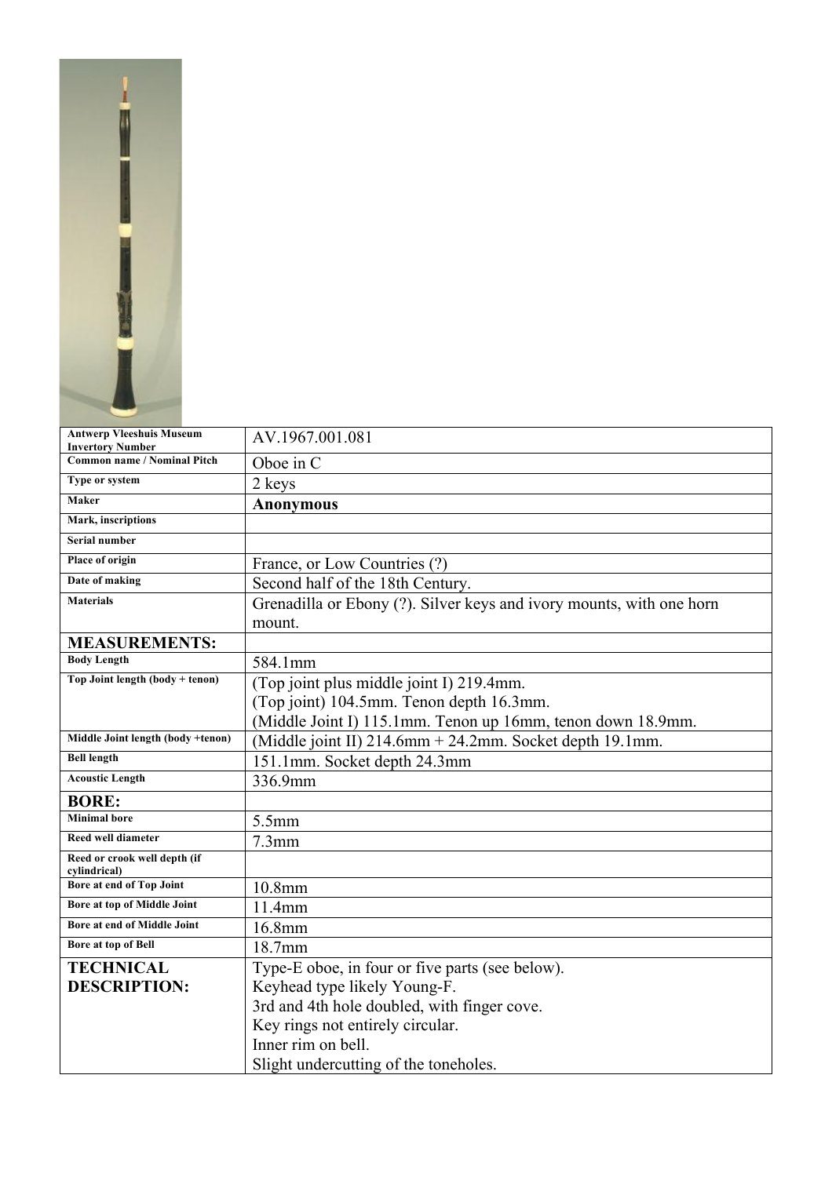| Antwerp Vleeshuis Museum Invertory Number | AV.1967.001.081 |
|---|---|
| Common name / Nominal Pitch | Oboe in C |
| Type or system | 2 keys |
| Maker | **Anonymous** |
| Mark, inscriptions | |
| Serial number | |
| Place of origin | France, or Low Countries (?) |
| Date of making | Second half of the 18th Century. |
| Materials | Grenadilla or Ebony (?). Silver keys and ivory mounts, with one horn mount. |
| **MEASUREMENTS:** | |
| Body Length | 584.1mm |
| Top Joint length (body + tenon) | (Top joint plus middle joint I) 219.4mm.<br>(Top joint) 104.5mm. Tenon depth 16.3mm.<br>(Middle Joint I) 115.1mm. Tenon up 16mm, tenon down 18.9mm. |
| Middle Joint length (body +tenon) | (Middle joint II) 214.6mm + 24.2mm. Socket depth 19.1mm. |
| Bell length | 151.1mm. Socket depth 24.3mm |
| Acoustic Length | 336.9mm |
| **BORE:** | |
| Minimal bore | 5.5mm |
| Reed well diameter | 7.3mm |
| Reed or crook well depth (if cylindrical) | |
| Bore at end of Top Joint | 10.8mm |
| Bore at top of Middle Joint | 11.4mm |
| Bore at end of Middle Joint | 16.8mm |
| Bore at top of Bell | 18.7mm |
| **TECHNICAL DESCRIPTION:** | Type-E oboe, in four or five parts (see below).<br>Keyhead type likely Young-F.<br>3rd and 4th hole doubled, with finger cove.<br>Key rings not entirely circular.<br>Inner rim on bell.<br>Slight undercutting of the toneholes. |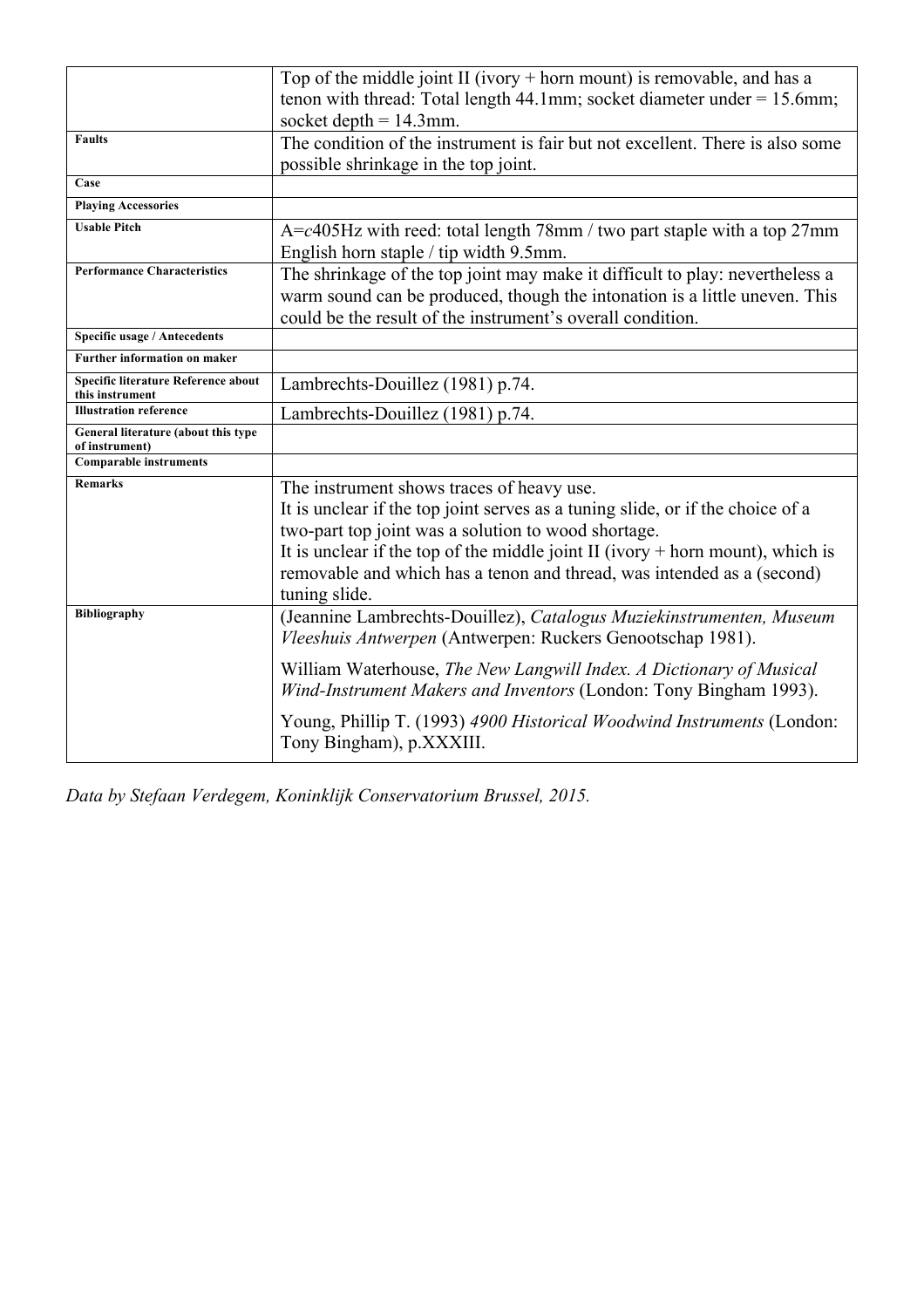| | |
|---|---|
| | Top of the middle joint II (ivory + horn mount) is removable, and has a tenon with thread: Total length 44.1mm; socket diameter under = 15.6mm; socket depth = 14.3mm. |
| **Faults** | The condition of the instrument is fair but not excellent. There is also some possible shrinkage in the top joint. |
| **Case** | |
| **Playing Accessories** | |
| **Usable Pitch** | A=*c*405Hz with reed: total length 78mm / two part staple with a top 27mm English horn staple / tip width 9.5mm. |
| **Performance Characteristics** | The shrinkage of the top joint may make it difficult to play: nevertheless a warm sound can be produced, though the intonation is a little uneven. This could be the result of the instrument's overall condition. |
| **Specific usage / Antecedents** | |
| **Further information on maker** | |
| **Specific literature Reference about this instrument** | Lambrechts-Douillez (1981) p.74. |
| **Illustration reference** | Lambrechts-Douillez (1981) p.74. |
| **General literature (about this type of instrument)** | |
| **Comparable instruments** | |
| **Remarks** | The instrument shows traces of heavy use.<br>It is unclear if the top joint serves as a tuning slide, or if the choice of a two-part top joint was a solution to wood shortage.<br>It is unclear if the top of the middle joint II (ivory + horn mount), which is removable and which has a tenon and thread, was intended as a (second) tuning slide. |
| **Bibliography** | (Jeannine Lambrechts-Douillez), *Catalogus Muziekinstrumenten, Museum Vleeshuis Antwerpen* (Antwerpen: Ruckers Genootschap 1981).<br><br>William Waterhouse, *The New Langwill Index. A Dictionary of Musical Wind-Instrument Makers and Inventors* (London: Tony Bingham 1993).<br><br>Young, Phillip T. (1993) *4900 Historical Woodwind Instruments* (London: Tony Bingham), p.XXXIII. |

*Data by Stefaan Verdegem, Koninklijk Conservatorium Brussel, 2015.*